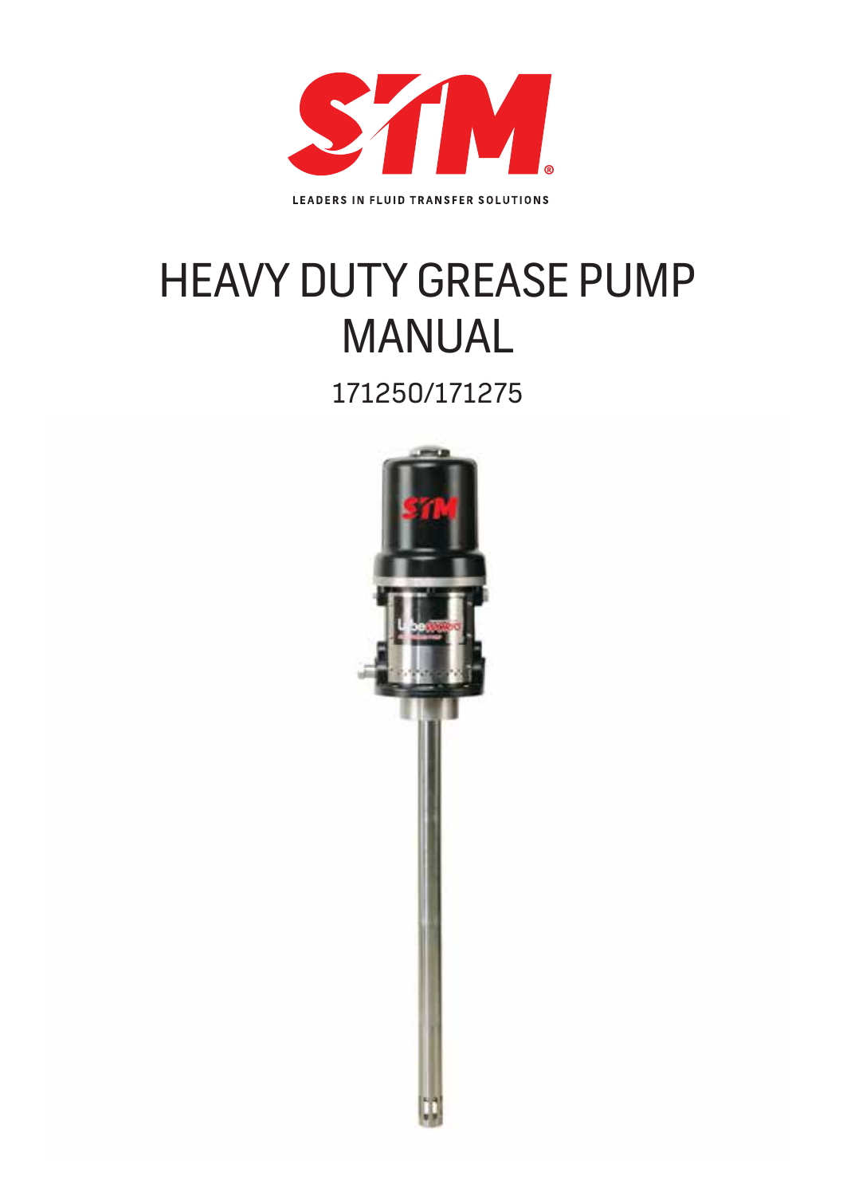STM®

LEADERS IN FLUID TRANSFER SOLUTIONS

# HEAVY DUTY GREASE PUMP MANUAL

171250/171275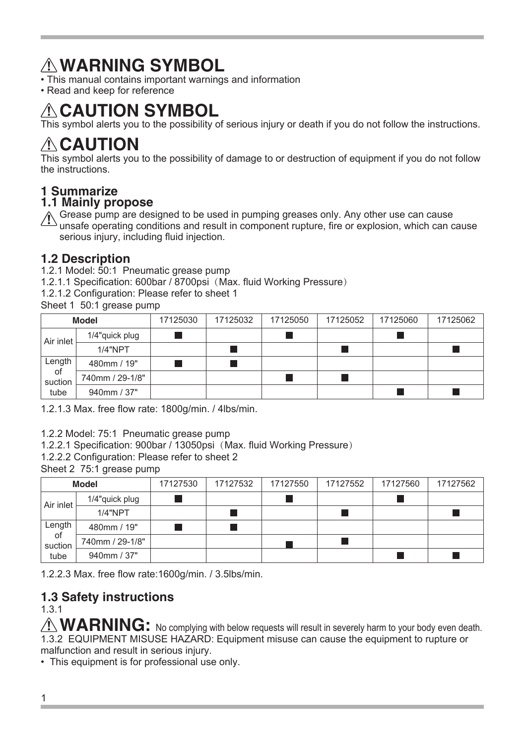# ⚠ WARNING SYMBOL

- This manual contains important warnings and information
- Read and keep for reference

# ⚠ CAUTION SYMBOL

This symbol alerts you to the possibility of serious injury or death if you do not follow the instructions.

# ⚠ CAUTION

This symbol alerts you to the possibility of damage to or destruction of equipment if you do not follow the instructions.

## 1 Summarize

### 1.1 Mainly propose

⚠ Grease pump are designed to be used in pumping greases only. Any other use can cause unsafe operating conditions and result in component rupture, fire or explosion, which can cause serious injury, including fluid injection.

### 1.2 Description

1.2.1 Model: 50:1 Pneumatic grease pump

1.2.1.1 Specification: 600bar / 8700psi（Max. fluid Working Pressure）

1.2.1.2 Configuration: Please refer to sheet 1

Sheet 1 50:1 grease pump

| Model | | 17125030 | 17125032 | 17125050 | 17125052 | 17125060 | 17125062 |
|---|---|---|---|---|---|---|---|
| Air inlet | 1/4"quick plug | ■ | | ■ | | ■ | |
| | 1/4"NPT | | ■ | | ■ | | ■ |
| Length of suction tube | 480mm / 19" | ■ | ■ | | | | |
| | 740mm / 29-1/8" | | | ■ | ■ | | |
| | 940mm / 37" | | | | | ■ | ■ |

1.2.1.3 Max. free flow rate: 1800g/min. / 4lbs/min.

1.2.2 Model: 75:1 Pneumatic grease pump

1.2.2.1 Specification: 900bar / 13050psi（Max. fluid Working Pressure）

1.2.2.2 Configuration: Please refer to sheet 2

Sheet 2 75:1 grease pump

| Model | | 17127530 | 17127532 | 17127550 | 17127552 | 17127560 | 17127562 |
|---|---|---|---|---|---|---|---|
| Air inlet | 1/4"quick plug | ■ | | ■ | | ■ | |
| | 1/4"NPT | | ■ | | ■ | | ■ |
| Length of suction tube | 480mm / 19" | ■ | ■ | | | | |
| | 740mm / 29-1/8" | | | ■ | ■ | | |
| | 940mm / 37" | | | | | ■ | ■ |

1.2.2.3 Max. free flow rate:1600g/min. / 3.5lbs/min.

### 1.3 Safety instructions

1.3.1

⚠ **WARNING:** No complying with below requests will result in severely harm to your body even death.

1.3.2 EQUIPMENT MISUSE HAZARD: Equipment misuse can cause the equipment to rupture or malfunction and result in serious injury.

- This equipment is for professional use only.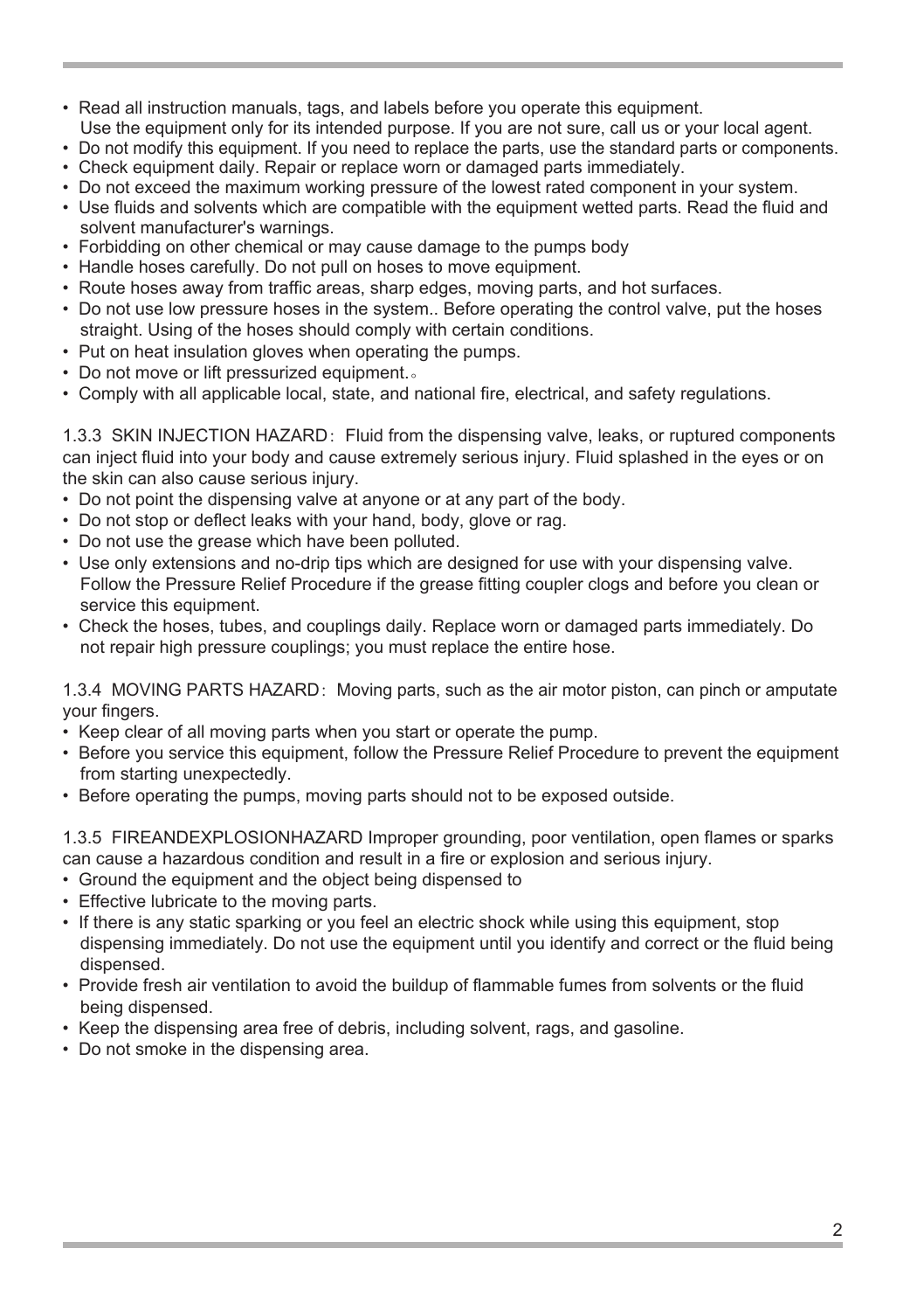- Read all instruction manuals, tags, and labels before you operate this equipment. Use the equipment only for its intended purpose. If you are not sure, call us or your local agent.
- Do not modify this equipment. If you need to replace the parts, use the standard parts or components.
- Check equipment daily. Repair or replace worn or damaged parts immediately.
- Do not exceed the maximum working pressure of the lowest rated component in your system.
- Use fluids and solvents which are compatible with the equipment wetted parts. Read the fluid and solvent manufacturer's warnings.
- Forbidding on other chemical or may cause damage to the pumps body
- Handle hoses carefully. Do not pull on hoses to move equipment.
- Route hoses away from traffic areas, sharp edges, moving parts, and hot surfaces.
- Do not use low pressure hoses in the system.. Before operating the control valve, put the hoses straight. Using of the hoses should comply with certain conditions.
- Put on heat insulation gloves when operating the pumps.
- Do not move or lift pressurized equipment.。
- Comply with all applicable local, state, and national fire, electrical, and safety regulations.

1.3.3 SKIN INJECTION HAZARD: Fluid from the dispensing valve, leaks, or ruptured components can inject fluid into your body and cause extremely serious injury. Fluid splashed in the eyes or on the skin can also cause serious injury.

- Do not point the dispensing valve at anyone or at any part of the body.
- Do not stop or deflect leaks with your hand, body, glove or rag.
- Do not use the grease which have been polluted.
- Use only extensions and no-drip tips which are designed for use with your dispensing valve. Follow the Pressure Relief Procedure if the grease fitting coupler clogs and before you clean or service this equipment.
- Check the hoses, tubes, and couplings daily. Replace worn or damaged parts immediately. Do not repair high pressure couplings; you must replace the entire hose.

1.3.4 MOVING PARTS HAZARD: Moving parts, such as the air motor piston, can pinch or amputate your fingers.

- Keep clear of all moving parts when you start or operate the pump.
- Before you service this equipment, follow the Pressure Relief Procedure to prevent the equipment from starting unexpectedly.
- Before operating the pumps, moving parts should not to be exposed outside.

1.3.5 FIREANDEXPLOSIONHAZARD Improper grounding, poor ventilation, open flames or sparks can cause a hazardous condition and result in a fire or explosion and serious injury.

- Ground the equipment and the object being dispensed to
- Effective lubricate to the moving parts.
- If there is any static sparking or you feel an electric shock while using this equipment, stop dispensing immediately. Do not use the equipment until you identify and correct or the fluid being dispensed.
- Provide fresh air ventilation to avoid the buildup of flammable fumes from solvents or the fluid being dispensed.
- Keep the dispensing area free of debris, including solvent, rags, and gasoline.
- Do not smoke in the dispensing area.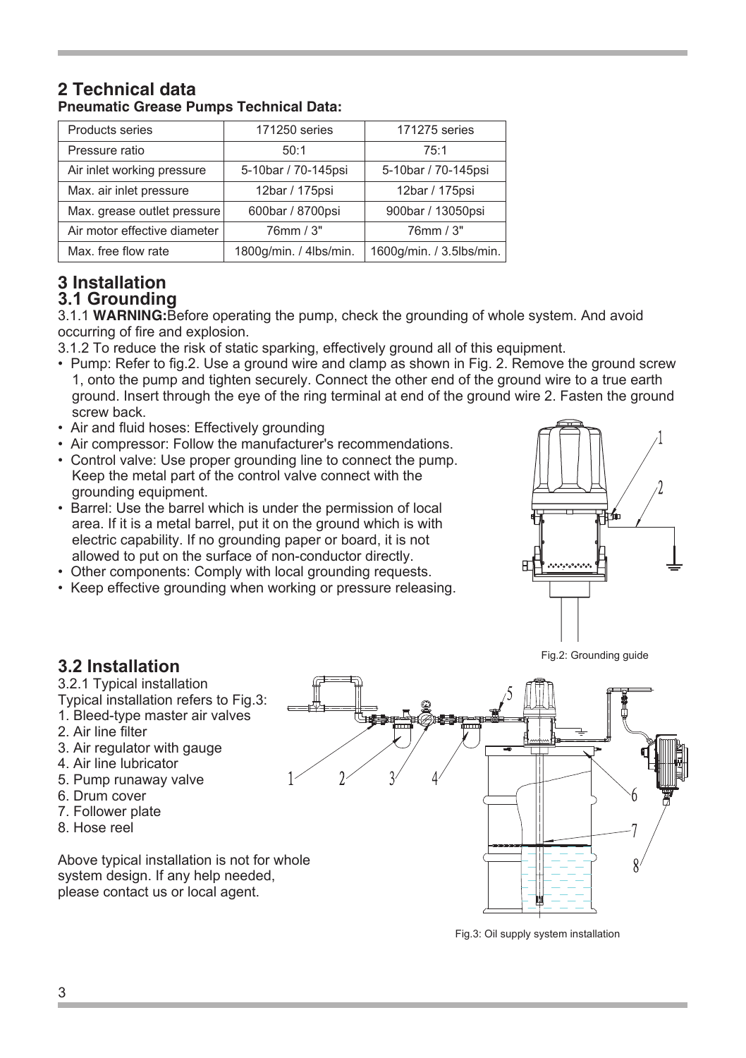## 2 Technical data

**Pneumatic Grease Pumps Technical Data:**

| Products series | 171250 series | 171275 series |
| --- | --- | --- |
| Pressure ratio | 50:1 | 75:1 |
| Air inlet working pressure | 5-10bar / 70-145psi | 5-10bar / 70-145psi |
| Max. air inlet pressure | 12bar / 175psi | 12bar / 175psi |
| Max. grease outlet pressure | 600bar / 8700psi | 900bar / 13050psi |
| Air motor effective diameter | 76mm / 3" | 76mm / 3" |
| Max. free flow rate | 1800g/min. / 4lbs/min. | 1600g/min. / 3.5lbs/min. |

## 3 Installation

### 3.1 Grounding

3.1.1 **WARNING:**Before operating the pump, check the grounding of whole system. And avoid occurring of fire and explosion.

3.1.2 To reduce the risk of static sparking, effectively ground all of this equipment.

- Pump: Refer to fig.2. Use a ground wire and clamp as shown in Fig. 2. Remove the ground screw 1, onto the pump and tighten securely. Connect the other end of the ground wire to a true earth ground. Insert through the eye of the ring terminal at end of the ground wire 2. Fasten the ground screw back.
- Air and fluid hoses: Effectively grounding
- Air compressor: Follow the manufacturer's recommendations.
- Control valve: Use proper grounding line to connect the pump. Keep the metal part of the control valve connect with the grounding equipment.
- Barrel: Use the barrel which is under the permission of local area. If it is a metal barrel, put it on the ground which is with electric capability. If no grounding paper or board, it is not allowed to put on the surface of non-conductor directly.
- Other components: Comply with local grounding requests.
- Keep effective grounding when working or pressure releasing.

Fig.2: Grounding guide

### 3.2 Installation

3.2.1 Typical installation

Typical installation refers to Fig.3:

1. Bleed-type master air valves
2. Air line filter
3. Air regulator with gauge
4. Air line lubricator
5. Pump runaway valve
6. Drum cover
7. Follower plate
8. Hose reel

Above typical installation is not for whole system design. If any help needed, please contact us or local agent.

Fig.3: Oil supply system installation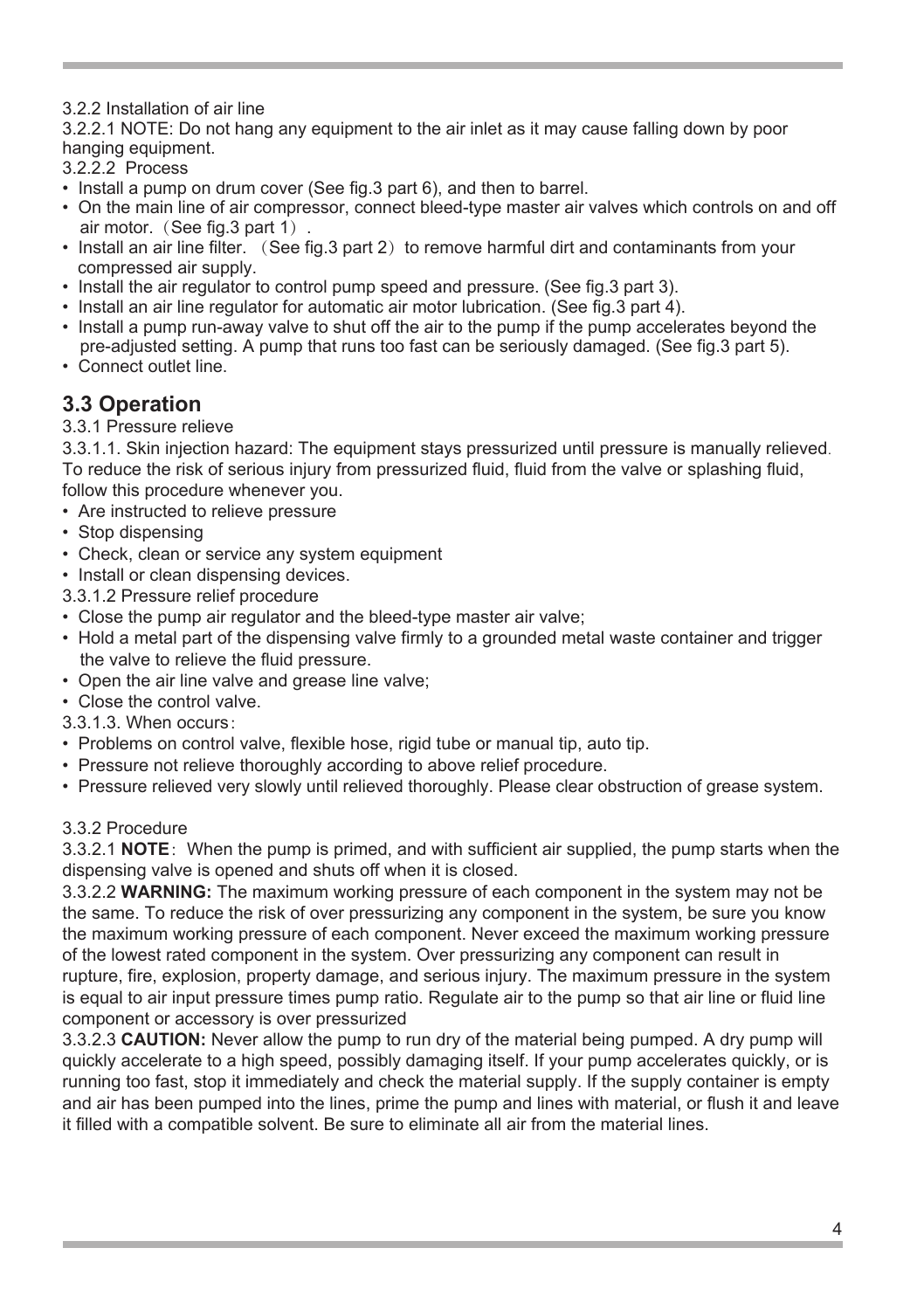3.2.2 Installation of air line

3.2.2.1 NOTE: Do not hang any equipment to the air inlet as it may cause falling down by poor hanging equipment.

3.2.2.2 Process

- Install a pump on drum cover (See fig.3 part 6), and then to barrel.
- On the main line of air compressor, connect bleed-type master air valves which controls on and off air motor.（See fig.3 part 1）.
- Install an air line filter. （See fig.3 part 2）to remove harmful dirt and contaminants from your compressed air supply.
- Install the air regulator to control pump speed and pressure. (See fig.3 part 3).
- Install an air line regulator for automatic air motor lubrication. (See fig.3 part 4).
- Install a pump run-away valve to shut off the air to the pump if the pump accelerates beyond the pre-adjusted setting. A pump that runs too fast can be seriously damaged. (See fig.3 part 5).
- Connect outlet line.

## 3.3 Operation

3.3.1 Pressure relieve

3.3.1.1. Skin injection hazard: The equipment stays pressurized until pressure is manually relieved. To reduce the risk of serious injury from pressurized fluid, fluid from the valve or splashing fluid, follow this procedure whenever you.

- Are instructed to relieve pressure
- Stop dispensing
- Check, clean or service any system equipment
- Install or clean dispensing devices.

3.3.1.2 Pressure relief procedure

- Close the pump air regulator and the bleed-type master air valve;
- Hold a metal part of the dispensing valve firmly to a grounded metal waste container and trigger the valve to relieve the fluid pressure.
- Open the air line valve and grease line valve;
- Close the control valve.

3.3.1.3. When occurs：

- Problems on control valve, flexible hose, rigid tube or manual tip, auto tip.
- Pressure not relieve thoroughly according to above relief procedure.
- Pressure relieved very slowly until relieved thoroughly. Please clear obstruction of grease system.

3.3.2 Procedure

3.3.2.1 **NOTE**：When the pump is primed, and with sufficient air supplied, the pump starts when the dispensing valve is opened and shuts off when it is closed.

3.3.2.2 **WARNING:** The maximum working pressure of each component in the system may not be the same. To reduce the risk of over pressurizing any component in the system, be sure you know the maximum working pressure of each component. Never exceed the maximum working pressure of the lowest rated component in the system. Over pressurizing any component can result in rupture, fire, explosion, property damage, and serious injury. The maximum pressure in the system is equal to air input pressure times pump ratio. Regulate air to the pump so that air line or fluid line component or accessory is over pressurized

3.3.2.3 **CAUTION:** Never allow the pump to run dry of the material being pumped. A dry pump will quickly accelerate to a high speed, possibly damaging itself. If your pump accelerates quickly, or is running too fast, stop it immediately and check the material supply. If the supply container is empty and air has been pumped into the lines, prime the pump and lines with material, or flush it and leave it filled with a compatible solvent. Be sure to eliminate all air from the material lines.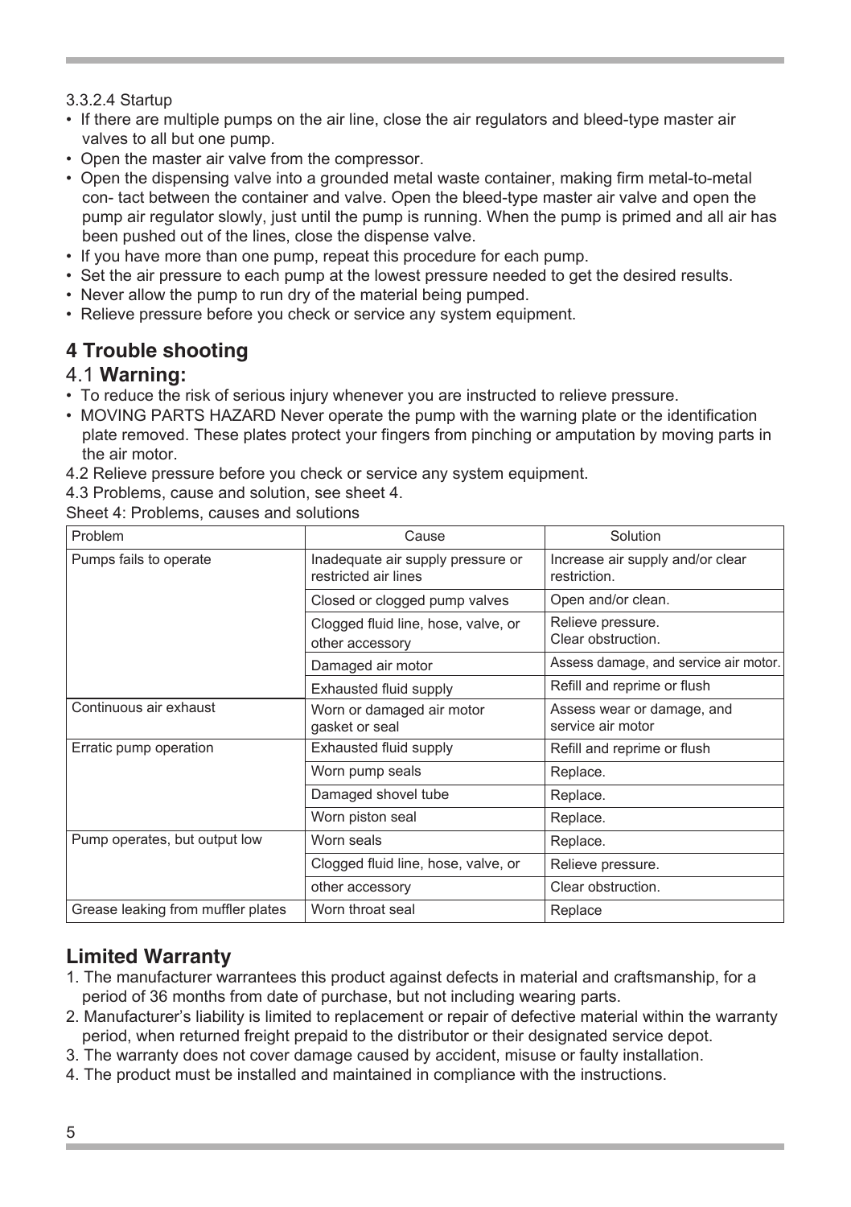3.3.2.4 Startup

- If there are multiple pumps on the air line, close the air regulators and bleed-type master air valves to all but one pump.
- Open the master air valve from the compressor.
- Open the dispensing valve into a grounded metal waste container, making firm metal-to-metal con- tact between the container and valve. Open the bleed-type master air valve and open the pump air regulator slowly, just until the pump is running. When the pump is primed and all air has been pushed out of the lines, close the dispense valve.
- If you have more than one pump, repeat this procedure for each pump.
- Set the air pressure to each pump at the lowest pressure needed to get the desired results.
- Never allow the pump to run dry of the material being pumped.
- Relieve pressure before you check or service any system equipment.

## 4 Trouble shooting

### 4.1 **Warning:**

- To reduce the risk of serious injury whenever you are instructed to relieve pressure.
- MOVING PARTS HAZARD Never operate the pump with the warning plate or the identification plate removed. These plates protect your fingers from pinching or amputation by moving parts in the air motor.

4.2 Relieve pressure before you check or service any system equipment.

4.3 Problems, cause and solution, see sheet 4.

Sheet 4: Problems, causes and solutions

| Problem | Cause | Solution |
|---|---|---|
| Pumps fails to operate | Inadequate air supply pressure or restricted air lines | Increase air supply and/or clear restriction. |
| | Closed or clogged pump valves | Open and/or clean. |
| | Clogged fluid line, hose, valve, or other accessory | Relieve pressure. Clear obstruction. |
| | Damaged air motor | Assess damage, and service air motor. |
| | Exhausted fluid supply | Refill and reprime or flush |
| Continuous air exhaust | Worn or damaged air motor gasket or seal | Assess wear or damage, and service air motor |
| Erratic pump operation | Exhausted fluid supply | Refill and reprime or flush |
| | Worn pump seals | Replace. |
| | Damaged shovel tube | Replace. |
| | Worn piston seal | Replace. |
| Pump operates, but output low | Worn seals | Replace. |
| | Clogged fluid line, hose, valve, or | Relieve pressure. |
| | other accessory | Clear obstruction. |
| Grease leaking from muffler plates | Worn throat seal | Replace |

## Limited Warranty

1. The manufacturer warrantees this product against defects in material and craftsmanship, for a period of 36 months from date of purchase, but not including wearing parts.
2. Manufacturer's liability is limited to replacement or repair of defective material within the warranty period, when returned freight prepaid to the distributor or their designated service depot.
3. The warranty does not cover damage caused by accident, misuse or faulty installation.
4. The product must be installed and maintained in compliance with the instructions.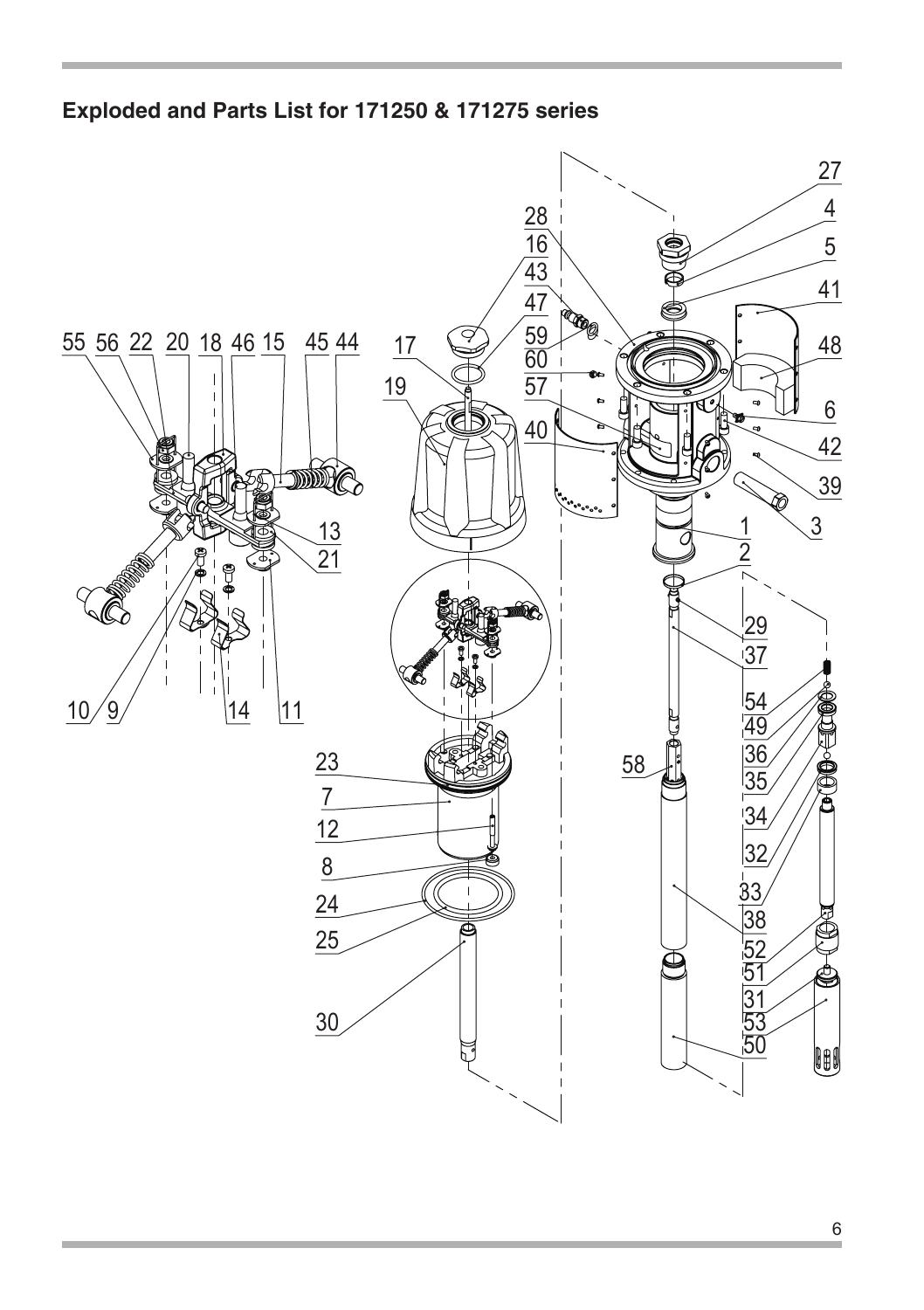## Exploded and Parts List for 171250 & 171275 series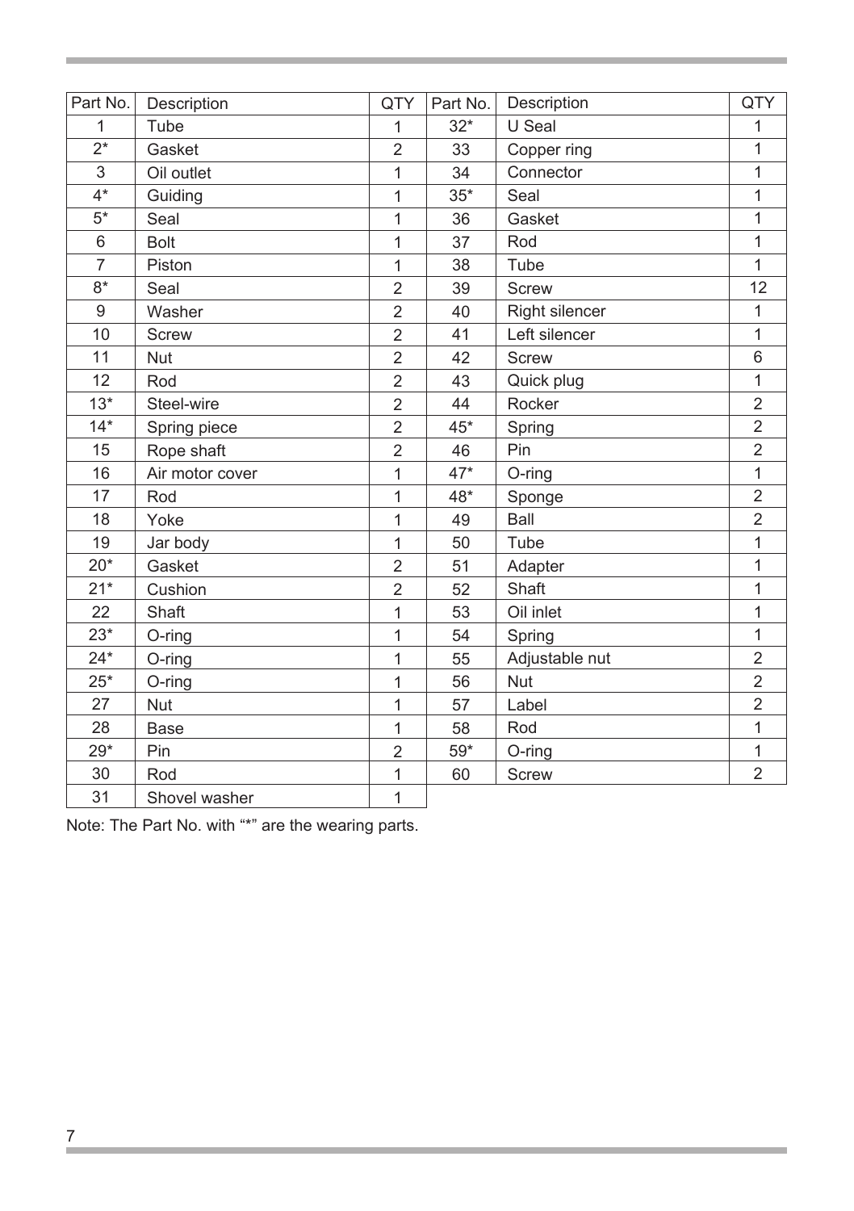| Part No. | Description | QTY | Part No. | Description | QTY |
|---|---|---|---|---|---|
| 1 | Tube | 1 | 32* | U Seal | 1 |
| 2* | Gasket | 2 | 33 | Copper ring | 1 |
| 3 | Oil outlet | 1 | 34 | Connector | 1 |
| 4* | Guiding | 1 | 35* | Seal | 1 |
| 5* | Seal | 1 | 36 | Gasket | 1 |
| 6 | Bolt | 1 | 37 | Rod | 1 |
| 7 | Piston | 1 | 38 | Tube | 1 |
| 8* | Seal | 2 | 39 | Screw | 12 |
| 9 | Washer | 2 | 40 | Right silencer | 1 |
| 10 | Screw | 2 | 41 | Left silencer | 1 |
| 11 | Nut | 2 | 42 | Screw | 6 |
| 12 | Rod | 2 | 43 | Quick plug | 1 |
| 13* | Steel-wire | 2 | 44 | Rocker | 2 |
| 14* | Spring piece | 2 | 45* | Spring | 2 |
| 15 | Rope shaft | 2 | 46 | Pin | 2 |
| 16 | Air motor cover | 1 | 47* | O-ring | 1 |
| 17 | Rod | 1 | 48* | Sponge | 2 |
| 18 | Yoke | 1 | 49 | Ball | 2 |
| 19 | Jar body | 1 | 50 | Tube | 1 |
| 20* | Gasket | 2 | 51 | Adapter | 1 |
| 21* | Cushion | 2 | 52 | Shaft | 1 |
| 22 | Shaft | 1 | 53 | Oil inlet | 1 |
| 23* | O-ring | 1 | 54 | Spring | 1 |
| 24* | O-ring | 1 | 55 | Adjustable nut | 2 |
| 25* | O-ring | 1 | 56 | Nut | 2 |
| 27 | Nut | 1 | 57 | Label | 2 |
| 28 | Base | 1 | 58 | Rod | 1 |
| 29* | Pin | 2 | 59* | O-ring | 1 |
| 30 | Rod | 1 | 60 | Screw | 2 |
| 31 | Shovel washer | 1 | | | |

Note: The Part No. with "*" are the wearing parts.